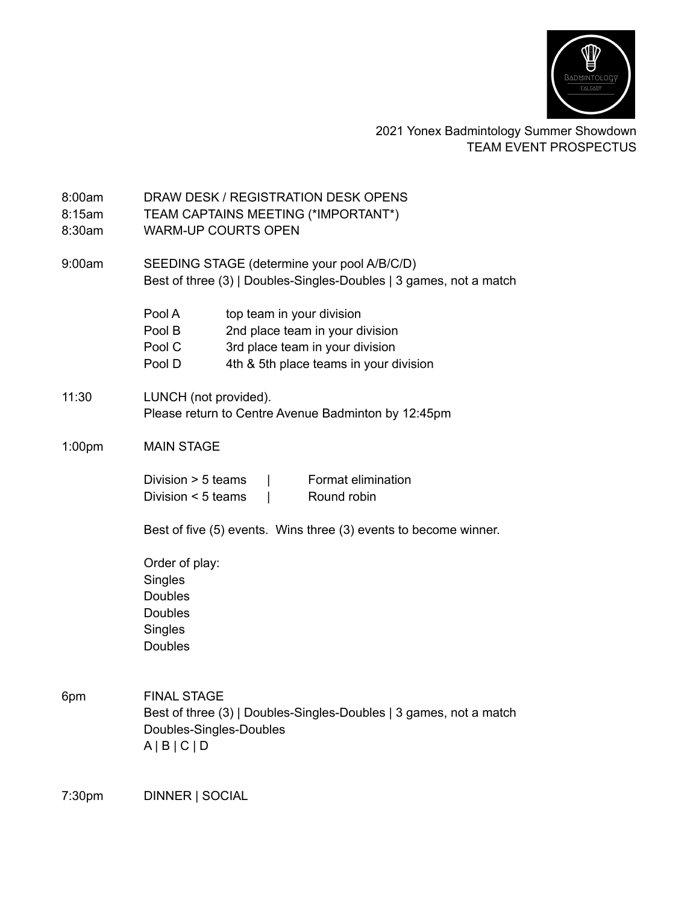2021 Yonex Badmintology Summer Showdown
TEAM EVENT PROSPECTUS

| | |
|---|---|
| 8:00am | DRAW DESK / REGISTRATION DESK OPENS |
| 8:15am | TEAM CAPTAINS MEETING (*IMPORTANT*) |
| 8:30am | WARM-UP COURTS OPEN |

**9:00am** SEEDING STAGE (determine your pool A/B/C/D)
Best of three (3) | Doubles-Singles-Doubles | 3 games, not a match

| | |
|---|---|
| Pool A | top team in your division |
| Pool B | 2nd place team in your division |
| Pool C | 3rd place team in your division |
| Pool D | 4th & 5th place teams in your division |

**11:30** LUNCH (not provided).
Please return to Centre Avenue Badminton by 12:45pm

**1:00pm** MAIN STAGE

| | | |
|---|---|---|
| Division > 5 teams | \| | Format elimination |
| Division < 5 teams | \| | Round robin |

Best of five (5) events. Wins three (3) events to become winner.

Order of play:
Singles
Doubles
Doubles
Singles
Doubles

**6pm** FINAL STAGE
Best of three (3) | Doubles-Singles-Doubles | 3 games, not a match
Doubles-Singles-Doubles
A | B | C | D

**7:30pm** DINNER | SOCIAL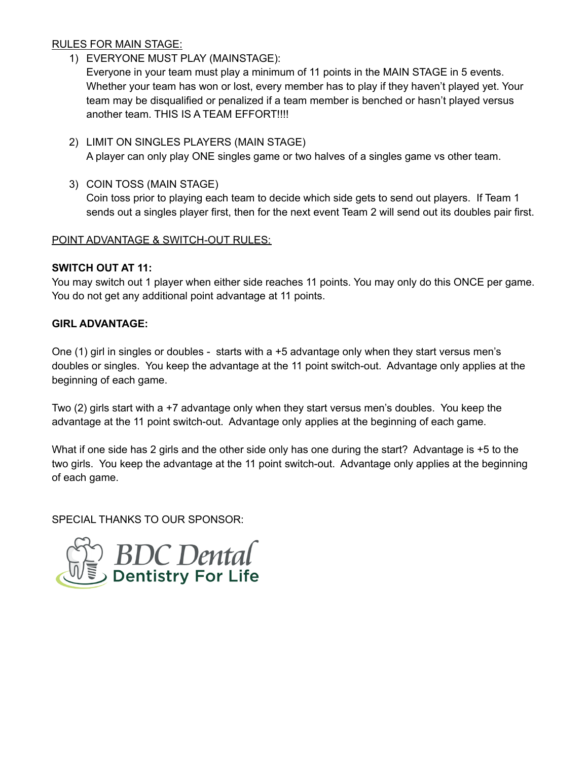RULES FOR MAIN STAGE:

1) EVERYONE MUST PLAY (MAINSTAGE):
   Everyone in your team must play a minimum of 11 points in the MAIN STAGE in 5 events. Whether your team has won or lost, every member has to play if they haven't played yet. Your team may be disqualified or penalized if a team member is benched or hasn't played versus another team. THIS IS A TEAM EFFORT!!!!

2) LIMIT ON SINGLES PLAYERS (MAIN STAGE)
   A player can only play ONE singles game or two halves of a singles game vs other team.

3) COIN TOSS (MAIN STAGE)
   Coin toss prior to playing each team to decide which side gets to send out players. If Team 1 sends out a singles player first, then for the next event Team 2 will send out its doubles pair first.

POINT ADVANTAGE & SWITCH-OUT RULES:

**SWITCH OUT AT 11:**
You may switch out 1 player when either side reaches 11 points. You may only do this ONCE per game. You do not get any additional point advantage at 11 points.

**GIRL ADVANTAGE:**

One (1) girl in singles or doubles - starts with a +5 advantage only when they start versus men's doubles or singles. You keep the advantage at the 11 point switch-out. Advantage only applies at the beginning of each game.

Two (2) girls start with a +7 advantage only when they start versus men's doubles. You keep the advantage at the 11 point switch-out. Advantage only applies at the beginning of each game.

What if one side has 2 girls and the other side only has one during the start? Advantage is +5 to the two girls. You keep the advantage at the 11 point switch-out. Advantage only applies at the beginning of each game.

SPECIAL THANKS TO OUR SPONSOR:

BDC Dental
Dentistry For Life